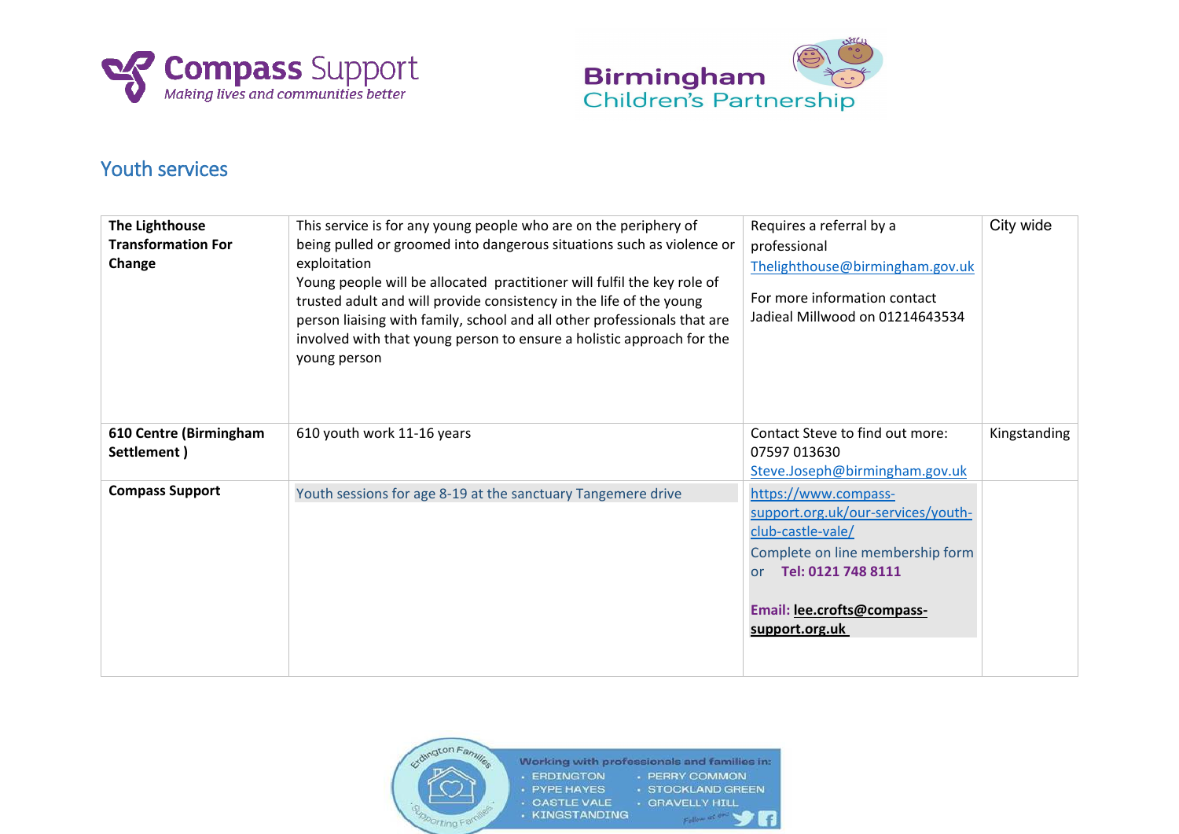## Youth services

| | | | |
|---|---|---|---|
| **The Lighthouse Transformation For Change** | This service is for any young people who are on the periphery of being pulled or groomed into dangerous situations such as violence or exploitation<br>Young people will be allocated practitioner will fulfil the key role of trusted adult and will provide consistency in the life of the young person liaising with family, school and all other professionals that are involved with that young person to ensure a holistic approach for the young person | Requires a referral by a professional<br>Thelighthouse@birmingham.gov.uk<br>For more information contact Jadieal Millwood on 01214643534 | City wide |
| **610 Centre (Birmingham Settlement )** | 610 youth work 11-16 years | Contact Steve to find out more: 07597 013630<br>Steve.Joseph@birmingham.gov.uk | Kingstanding |
| **Compass Support** | Youth sessions for age 8-19 at the sanctuary Tangemere drive | https://www.compass-support.org.uk/our-services/youth-club-castle-vale/<br>Complete on line membership form or **Tel: 0121 748 8111**<br>**Email: lee.crofts@compass-support.org.uk** | |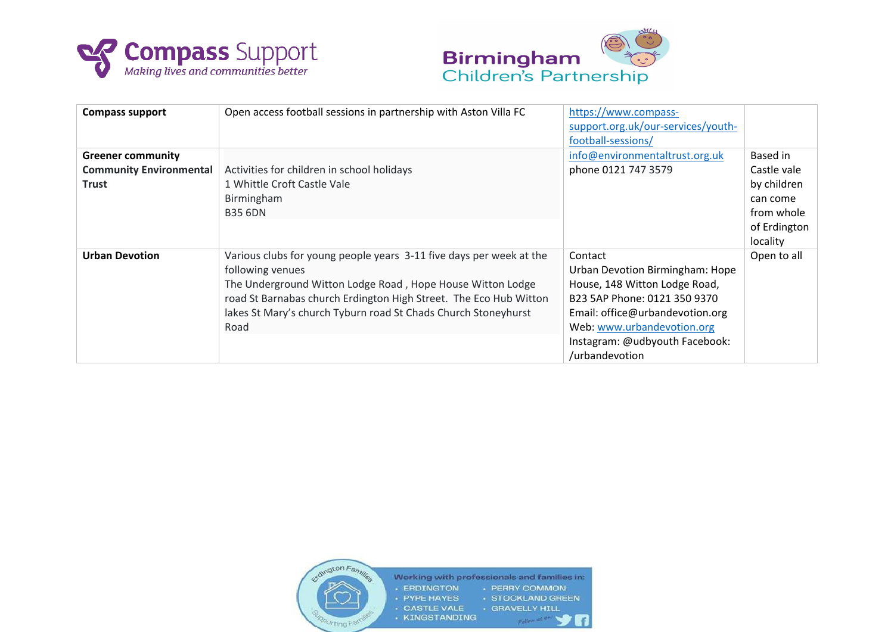| | | | |
|---|---|---|---|
| **Compass support** | Open access football sessions in partnership with Aston Villa FC | https://www.compass-support.org.uk/our-services/youth-football-sessions/ | |
| **Greener community Community Environmental Trust** | Activities for children in school holidays<br>1 Whittle Croft Castle Vale<br>Birmingham<br>B35 6DN | info@environmentaltrust.org.uk<br>phone 0121 747 3579 | Based in Castle vale by children can come from whole of Erdington locality |
| **Urban Devotion** | Various clubs for young people years 3-11 five days per week at the following venues<br>The Underground Witton Lodge Road , Hope House Witton Lodge road St Barnabas church Erdington High Street. The Eco Hub Witton lakes St Mary's church Tyburn road St Chads Church Stoneyhurst Road | Contact<br>Urban Devotion Birmingham: Hope House, 148 Witton Lodge Road, B23 5AP Phone: 0121 350 9370 Email: office@urbandevotion.org Web: www.urbandevotion.org Instagram: @udbyouth Facebook: /urbandevotion | Open to all |